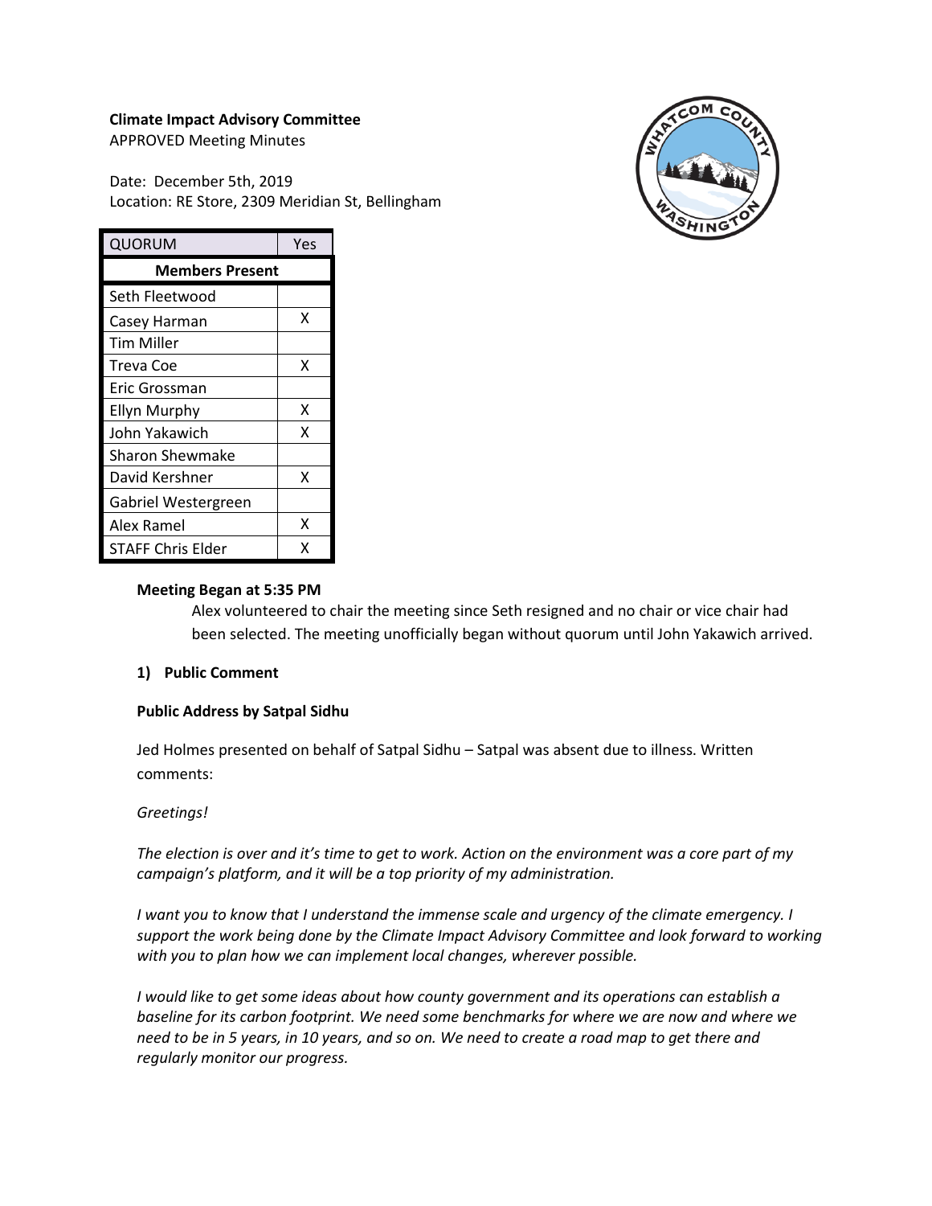**Climate Impact Advisory Committee**
APPROVED Meeting Minutes

Date: December 5th, 2019
Location: RE Store, 2309 Meridian St, Bellingham

| QUORUM | Yes |
|---|---|
| **Members Present** | |
| Seth Fleetwood | |
| Casey Harman | X |
| Tim Miller | |
| Treva Coe | X |
| Eric Grossman | |
| Ellyn Murphy | X |
| John Yakawich | X |
| Sharon Shewmake | |
| David Kershner | X |
| Gabriel Westergreen | |
| Alex Ramel | X |
| STAFF Chris Elder | X |

**Meeting Began at 5:35 PM**

Alex volunteered to chair the meeting since Seth resigned and no chair or vice chair had been selected. The meeting unofficially began without quorum until John Yakawich arrived.

**1) Public Comment**

**Public Address by Satpal Sidhu**

Jed Holmes presented on behalf of Satpal Sidhu – Satpal was absent due to illness. Written comments:

*Greetings!*

*The election is over and it's time to get to work. Action on the environment was a core part of my campaign's platform, and it will be a top priority of my administration.*

*I want you to know that I understand the immense scale and urgency of the climate emergency. I support the work being done by the Climate Impact Advisory Committee and look forward to working with you to plan how we can implement local changes, wherever possible.*

*I would like to get some ideas about how county government and its operations can establish a baseline for its carbon footprint. We need some benchmarks for where we are now and where we need to be in 5 years, in 10 years, and so on. We need to create a road map to get there and regularly monitor our progress.*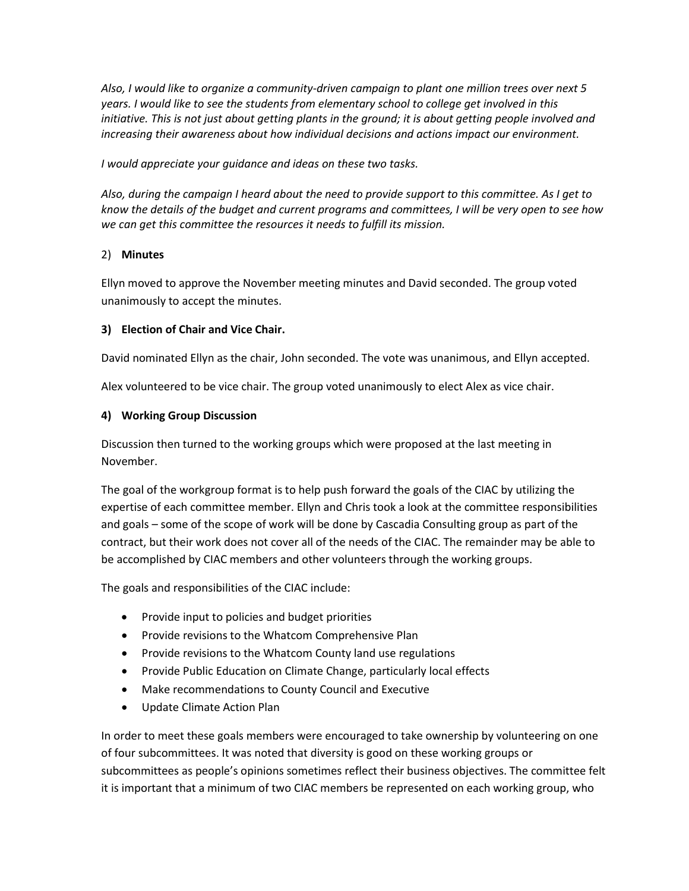*Also, I would like to organize a community-driven campaign to plant one million trees over next 5 years. I would like to see the students from elementary school to college get involved in this initiative. This is not just about getting plants in the ground; it is about getting people involved and increasing their awareness about how individual decisions and actions impact our environment.*

*I would appreciate your guidance and ideas on these two tasks.*

*Also, during the campaign I heard about the need to provide support to this committee. As I get to know the details of the budget and current programs and committees, I will be very open to see how we can get this committee the resources it needs to fulfill its mission.*

2) **Minutes**

Ellyn moved to approve the November meeting minutes and David seconded. The group voted unanimously to accept the minutes.

**3) Election of Chair and Vice Chair.**

David nominated Ellyn as the chair, John seconded. The vote was unanimous, and Ellyn accepted.

Alex volunteered to be vice chair. The group voted unanimously to elect Alex as vice chair.

**4) Working Group Discussion**

Discussion then turned to the working groups which were proposed at the last meeting in November.

The goal of the workgroup format is to help push forward the goals of the CIAC by utilizing the expertise of each committee member. Ellyn and Chris took a look at the committee responsibilities and goals – some of the scope of work will be done by Cascadia Consulting group as part of the contract, but their work does not cover all of the needs of the CIAC. The remainder may be able to be accomplished by CIAC members and other volunteers through the working groups.

The goals and responsibilities of the CIAC include:

- Provide input to policies and budget priorities
- Provide revisions to the Whatcom Comprehensive Plan
- Provide revisions to the Whatcom County land use regulations
- Provide Public Education on Climate Change, particularly local effects
- Make recommendations to County Council and Executive
- Update Climate Action Plan

In order to meet these goals members were encouraged to take ownership by volunteering on one of four subcommittees. It was noted that diversity is good on these working groups or subcommittees as people's opinions sometimes reflect their business objectives. The committee felt it is important that a minimum of two CIAC members be represented on each working group, who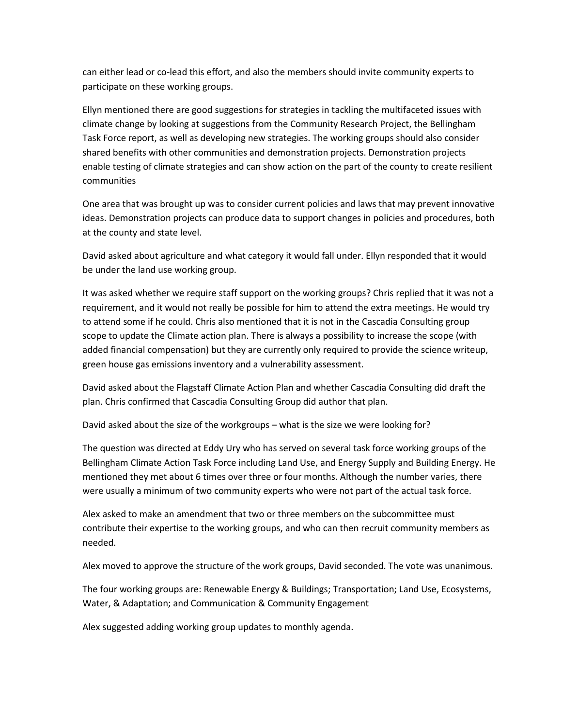can either lead or co-lead this effort, and also the members should invite community experts to participate on these working groups.

Ellyn mentioned there are good suggestions for strategies in tackling the multifaceted issues with climate change by looking at suggestions from the Community Research Project, the Bellingham Task Force report, as well as developing new strategies. The working groups should also consider shared benefits with other communities and demonstration projects. Demonstration projects enable testing of climate strategies and can show action on the part of the county to create resilient communities

One area that was brought up was to consider current policies and laws that may prevent innovative ideas. Demonstration projects can produce data to support changes in policies and procedures, both at the county and state level.

David asked about agriculture and what category it would fall under. Ellyn responded that it would be under the land use working group.

It was asked whether we require staff support on the working groups? Chris replied that it was not a requirement, and it would not really be possible for him to attend the extra meetings. He would try to attend some if he could. Chris also mentioned that it is not in the Cascadia Consulting group scope to update the Climate action plan. There is always a possibility to increase the scope (with added financial compensation) but they are currently only required to provide the science writeup, green house gas emissions inventory and a vulnerability assessment.

David asked about the Flagstaff Climate Action Plan and whether Cascadia Consulting did draft the plan. Chris confirmed that Cascadia Consulting Group did author that plan.

David asked about the size of the workgroups – what is the size we were looking for?

The question was directed at Eddy Ury who has served on several task force working groups of the Bellingham Climate Action Task Force including Land Use, and Energy Supply and Building Energy. He mentioned they met about 6 times over three or four months. Although the number varies, there were usually a minimum of two community experts who were not part of the actual task force.

Alex asked to make an amendment that two or three members on the subcommittee must contribute their expertise to the working groups, and who can then recruit community members as needed.

Alex moved to approve the structure of the work groups, David seconded. The vote was unanimous.

The four working groups are: Renewable Energy & Buildings; Transportation; Land Use, Ecosystems, Water, & Adaptation; and Communication & Community Engagement

Alex suggested adding working group updates to monthly agenda.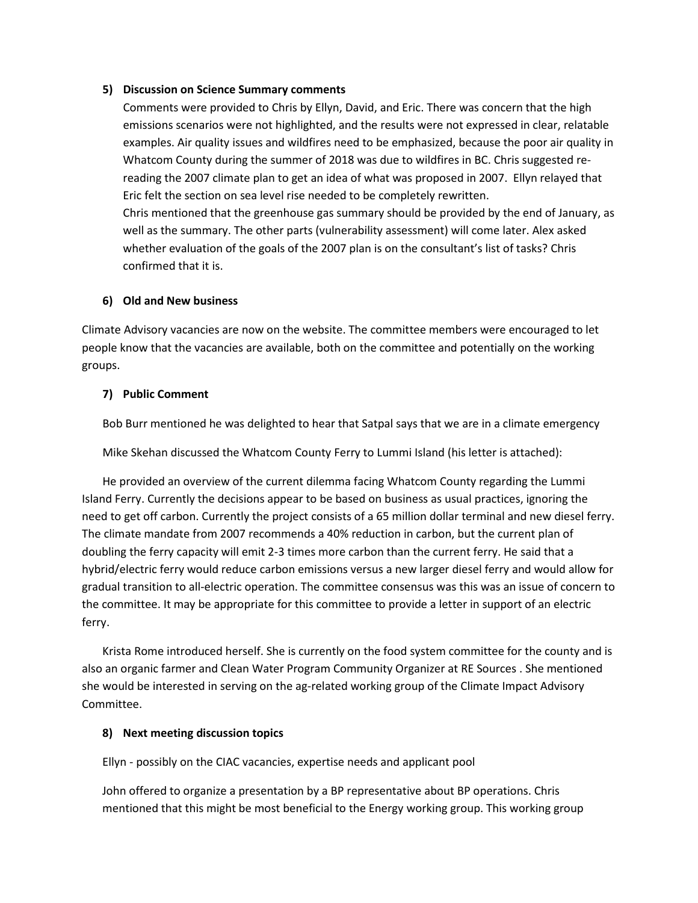**5) Discussion on Science Summary comments**

Comments were provided to Chris by Ellyn, David, and Eric. There was concern that the high emissions scenarios were not highlighted, and the results were not expressed in clear, relatable examples. Air quality issues and wildfires need to be emphasized, because the poor air quality in Whatcom County during the summer of 2018 was due to wildfires in BC. Chris suggested re-reading the 2007 climate plan to get an idea of what was proposed in 2007. Ellyn relayed that Eric felt the section on sea level rise needed to be completely rewritten.

Chris mentioned that the greenhouse gas summary should be provided by the end of January, as well as the summary. The other parts (vulnerability assessment) will come later. Alex asked whether evaluation of the goals of the 2007 plan is on the consultant's list of tasks? Chris confirmed that it is.

**6) Old and New business**

Climate Advisory vacancies are now on the website. The committee members were encouraged to let people know that the vacancies are available, both on the committee and potentially on the working groups.

**7) Public Comment**

Bob Burr mentioned he was delighted to hear that Satpal says that we are in a climate emergency

Mike Skehan discussed the Whatcom County Ferry to Lummi Island (his letter is attached):

He provided an overview of the current dilemma facing Whatcom County regarding the Lummi Island Ferry. Currently the decisions appear to be based on business as usual practices, ignoring the need to get off carbon. Currently the project consists of a 65 million dollar terminal and new diesel ferry. The climate mandate from 2007 recommends a 40% reduction in carbon, but the current plan of doubling the ferry capacity will emit 2-3 times more carbon than the current ferry. He said that a hybrid/electric ferry would reduce carbon emissions versus a new larger diesel ferry and would allow for gradual transition to all-electric operation. The committee consensus was this was an issue of concern to the committee. It may be appropriate for this committee to provide a letter in support of an electric ferry.

Krista Rome introduced herself. She is currently on the food system committee for the county and is also an organic farmer and Clean Water Program Community Organizer at RE Sources . She mentioned she would be interested in serving on the ag-related working group of the Climate Impact Advisory Committee.

**8) Next meeting discussion topics**

Ellyn - possibly on the CIAC vacancies, expertise needs and applicant pool

John offered to organize a presentation by a BP representative about BP operations. Chris mentioned that this might be most beneficial to the Energy working group. This working group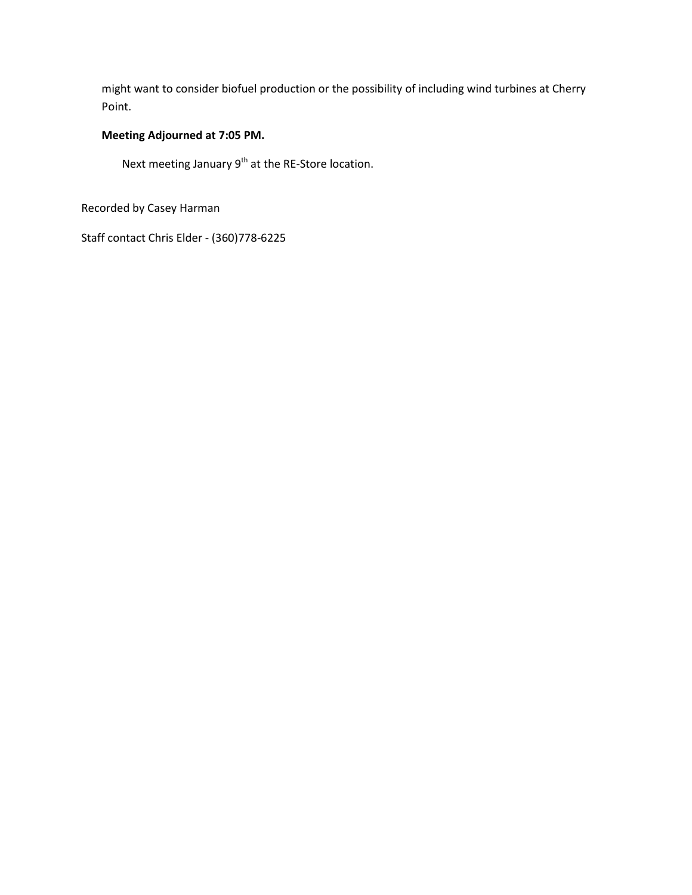might want to consider biofuel production or the possibility of including wind turbines at Cherry Point.

**Meeting Adjourned at 7:05 PM.**

Next meeting January 9th at the RE-Store location.

Recorded by Casey Harman

Staff contact Chris Elder - (360)778-6225